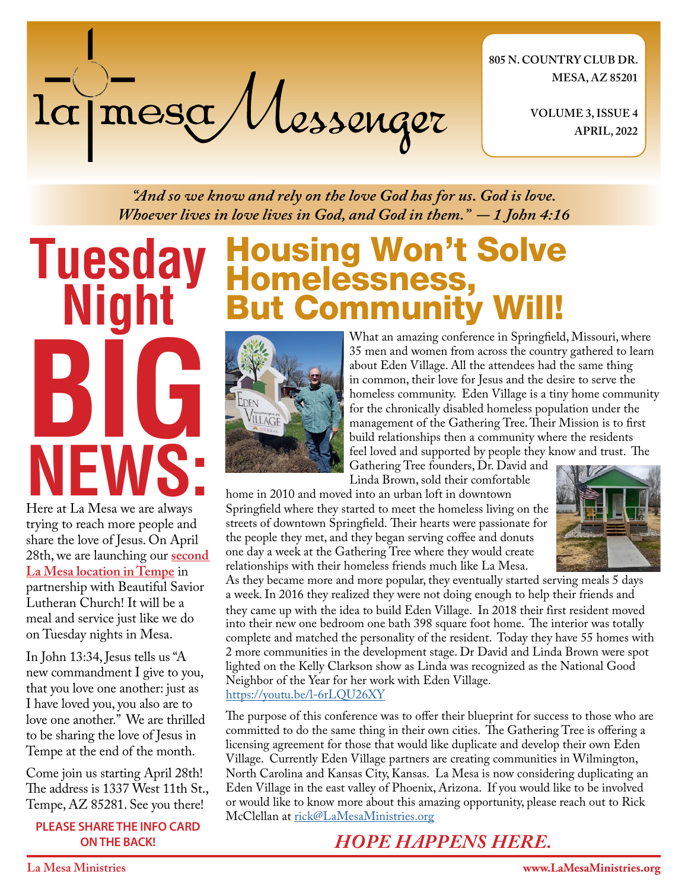# la mesa Messenger

805 N. COUNTRY CLUB DR.
MESA, AZ 85201

VOLUME 3, ISSUE 4
APRIL, 2022

*"And so we know and rely on the love God has for us. God is love. Whoever lives in love lives in God, and God in them." — 1 John 4:16*

# Tuesday Night BIG NEWS:

Here at La Mesa we are always trying to reach more people and share the love of Jesus. On April 28th, we are launching our **second La Mesa location in Tempe** in partnership with Beautiful Savior Lutheran Church! It will be a meal and service just like we do on Tuesday nights in Mesa.

In John 13:34, Jesus tells us "A new commandment I give to you, that you love one another: just as I have loved you, you also are to love one another." We are thrilled to be sharing the love of Jesus in Tempe at the end of the month.

Come join us starting April 28th! The address is 1337 West 11th St., Tempe, AZ 85281. See you there!

**PLEASE SHARE THE INFO CARD ON THE BACK!**

# Housing Won't Solve Homelessness, But Community Will!

What an amazing conference in Springfield, Missouri, where 35 men and women from across the country gathered to learn about Eden Village. All the attendees had the same thing in common, their love for Jesus and the desire to serve the homeless community. Eden Village is a tiny home community for the chronically disabled homeless population under the management of the Gathering Tree. Their Mission is to first build relationships then a community where the residents feel loved and supported by people they know and trust. The Gathering Tree founders, Dr. David and Linda Brown, sold their comfortable home in 2010 and moved into an urban loft in downtown Springfield where they started to meet the homeless living on the streets of downtown Springfield. Their hearts were passionate for the people they met, and they began serving coffee and donuts one day a week at the Gathering Tree where they would create relationships with their homeless friends much like La Mesa. As they became more and more popular, they eventually started serving meals 5 days a week. In 2016 they realized they were not doing enough to help their friends and they came up with the idea to build Eden Village. In 2018 their first resident moved into their new one bedroom one bath 398 square foot home. The interior was totally complete and matched the personality of the resident. Today they have 55 homes with 2 more communities in the development stage. Dr David and Linda Brown were spot lighted on the Kelly Clarkson show as Linda was recognized as the National Good Neighbor of the Year for her work with Eden Village.
https://youtu.be/l-6rLQU26XY

The purpose of this conference was to offer their blueprint for success to those who are committed to do the same thing in their own cities. The Gathering Tree is offering a licensing agreement for those that would like duplicate and develop their own Eden Village. Currently Eden Village partners are creating communities in Wilmington, North Carolina and Kansas City, Kansas. La Mesa is now considering duplicating an Eden Village in the east valley of Phoenix, Arizona. If you would like to be involved or would like to know more about this amazing opportunity, please reach out to Rick McClellan at rick@LaMesaMinistries.org

***HOPE HAPPENS HERE.***

La Mesa Ministries — www.LaMesaMinistries.org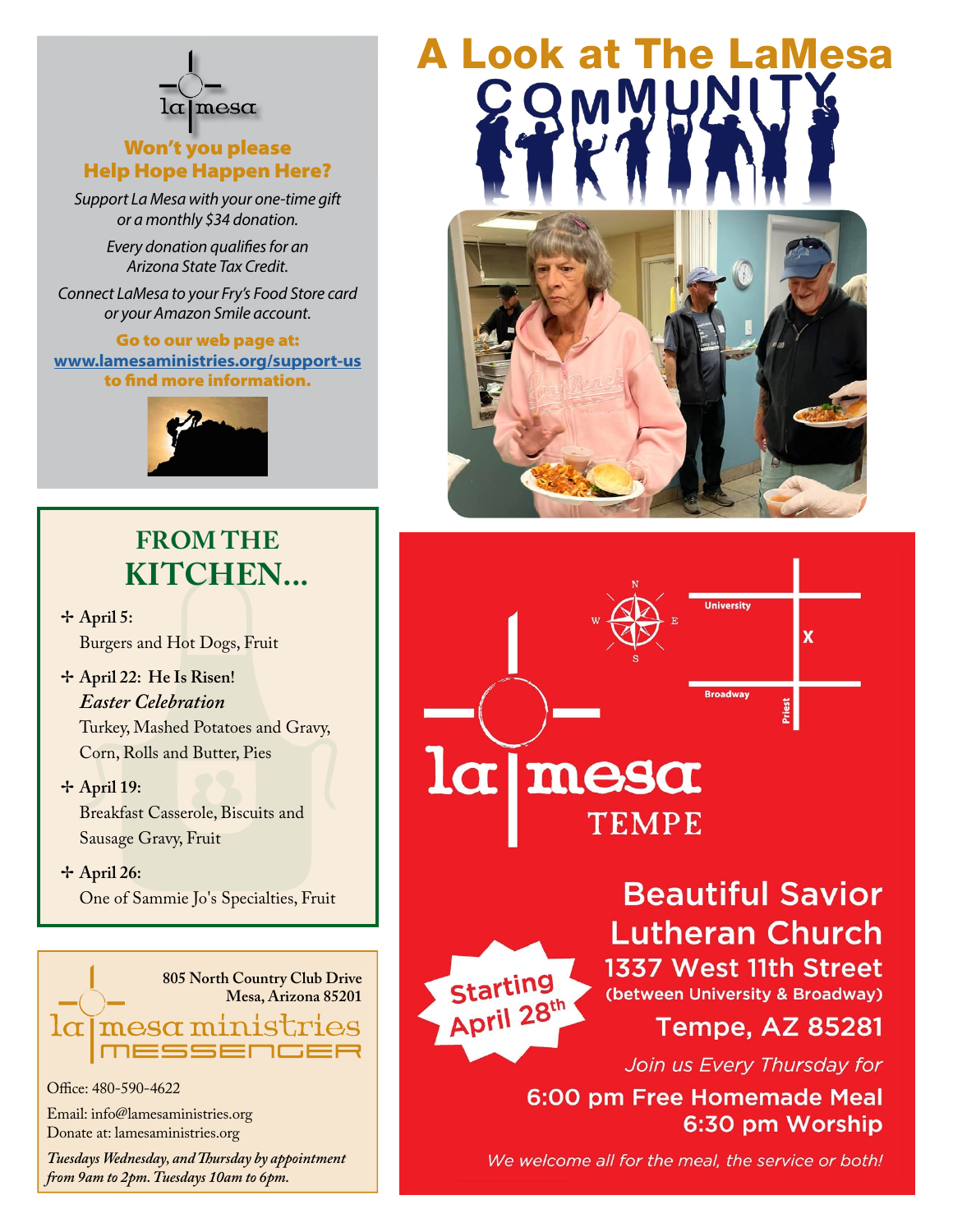## Won't you please Help Hope Happen Here?

*Support La Mesa with your one-time gift or a monthly $34 donation.*

*Every donation qualifies for an Arizona State Tax Credit.*

*Connect LaMesa to your Fry's Food Store card or your Amazon Smile account.*

**Go to our web page at: www.lamesaministries.org/support-us to find more information.**

## FROM THE KITCHEN...

- **April 5:**
  Burgers and Hot Dogs, Fruit
- **April 22: He Is Risen!**
  ***Easter Celebration***
  Turkey, Mashed Potatoes and Gravy, Corn, Rolls and Butter, Pies
- **April 19:**
  Breakfast Casserole, Biscuits and Sausage Gravy, Fruit
- **April 26:**
  One of Sammie Jo's Specialties, Fruit

**la mesa ministries MESSENGER**

**805 North Country Club Drive**
**Mesa, Arizona 85201**

Office: 480-590-4622

Email: info@lamesaministries.org
Donate at: lamesaministries.org

*Tuesdays Wednesday, and Thursday by appointment from 9am to 2pm. Tuesdays 10am to 6pm.*

# A Look at The LaMesa COMMUNITY

University
Broadway
Priest
X
N E S W

## la mesa TEMPE

**Starting April 28th**

## Beautiful Savior Lutheran Church

**1337 West 11th Street**
**(between University & Broadway)**
**Tempe, AZ 85281**

*Join us Every Thursday for*

**6:00 pm Free Homemade Meal**
**6:30 pm Worship**

*We welcome all for the meal, the service or both!*